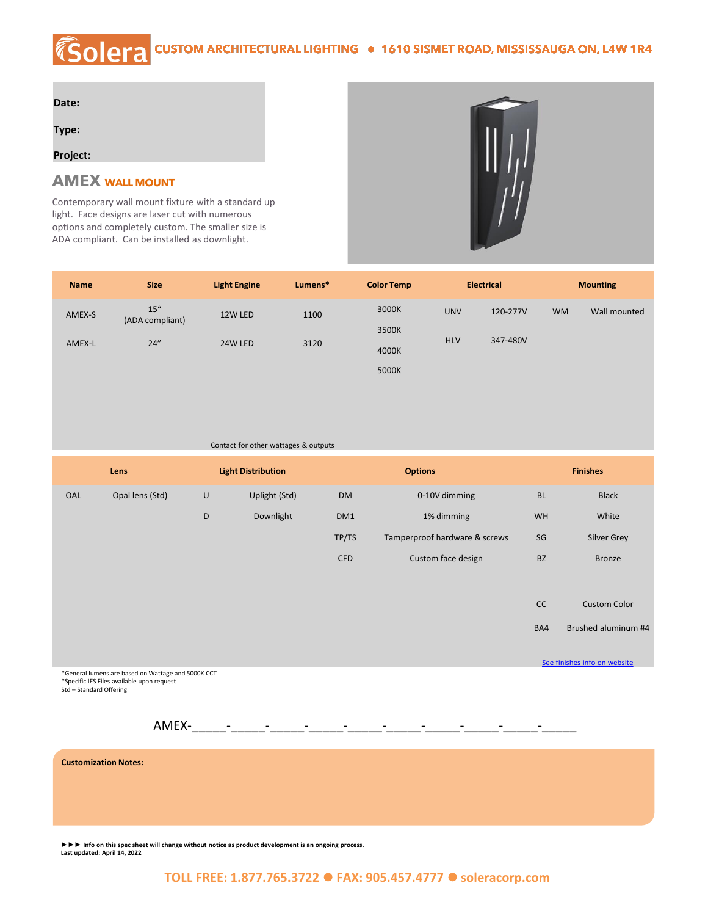# Solera CUSTOM ARCHITECTURAL LIGHTING ● 1610 SISMET ROAD, MISSISSAUGA ON, L4W 1R4

**Date:**

**Type:**

**Project:**

## AMEX WALL MOUNT

Contemporary wall mount fixture with a standard up light. Face designs are laser cut with numerous options and completely custom. The smaller size is ADA compliant. Can be installed as downlight.

| Name | Size | Light Engine | Lumens* | Color Temp | Electrical | | Mounting | |
|---|---|---|---|---|---|---|---|---|
| AMEX-S | 15" (ADA compliant) | 12W LED | 1100 | 3000K | UNV | 120-277V | WM | Wall mounted |
| | | | | 3500K | | | | |
| AMEX-L | 24" | 24W LED | 3120 | 4000K | HLV | 347-480V | | |
| | | | | 5000K | | | | |

Contact for other wattages & outputs

| Lens | | Light Distribution | | Options | | Finishes | |
|---|---|---|---|---|---|---|---|
| OAL | Opal lens (Std) | U | Uplight (Std) | DM | 0-10V dimming | BL | Black |
| | | D | Downlight | DM1 | 1% dimming | WH | White |
| | | | | TP/TS | Tamperproof hardware & screws | SG | Silver Grey |
| | | | | CFD | Custom face design | BZ | Bronze |
| | | | | | | CC | Custom Color |
| | | | | | | BA4 | Brushed aluminum #4 |

[See finishes info on website]

*General lumens are based on Wattage and 5000K CCT
*Specific IES Files available upon request
Std – Standard Offering

AMEX-_____-_____-_____-_____-_____-_____-_____-_____-_____-_____

**Customization Notes:**

**►►► Info on this spec sheet will change without notice as product development is an ongoing process.**
**Last updated: April 14, 2022**

TOLL FREE: 1.877.765.3722 ● FAX: 905.457.4777 ● soleracorp.com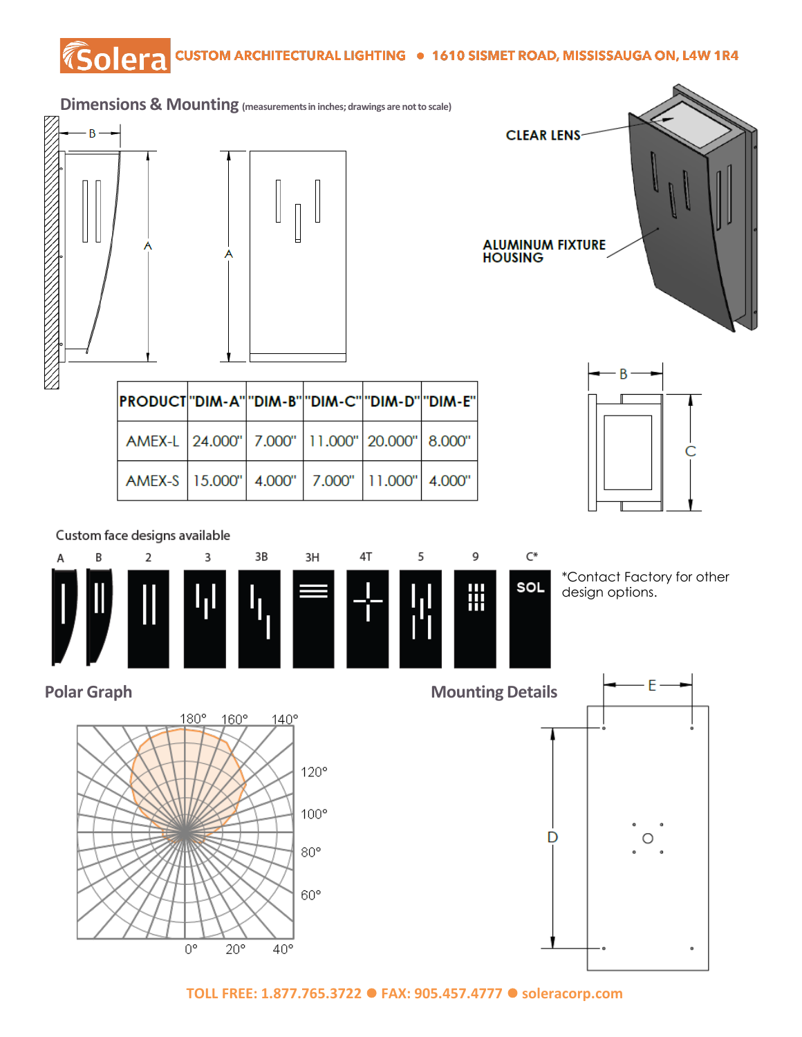Solera CUSTOM ARCHITECTURAL LIGHTING ● 1610 SISMET ROAD, MISSISSAUGA ON, L4W 1R4

## Dimensions & Mounting (measurements in inches; drawings are not to scale)

B

A

A

CLEAR LENS

ALUMINUM FIXTURE HOUSING

| PRODUCT | "DIM-A" | "DIM-B" | "DIM-C" | "DIM-D" | "DIM-E" |
|---|---|---|---|---|---|
| AMEX-L | 24.000" | 7.000" | 11.000" | 20.000" | 8.000" |
| AMEX-S | 15.000" | 4.000" | 7.000" | 11.000" | 4.000" |

B

C

Custom face designs available

A B 2 3 3B 3H 4T 5 9 C*

SOL

*Contact Factory for other design options.

## Polar Graph

180° 160° 140°

120°

100°

80°

60°

0° 20° 40°

## Mounting Details

E

D

TOLL FREE: 1.877.765.3722 ● FAX: 905.457.4777 ● soleracorp.com